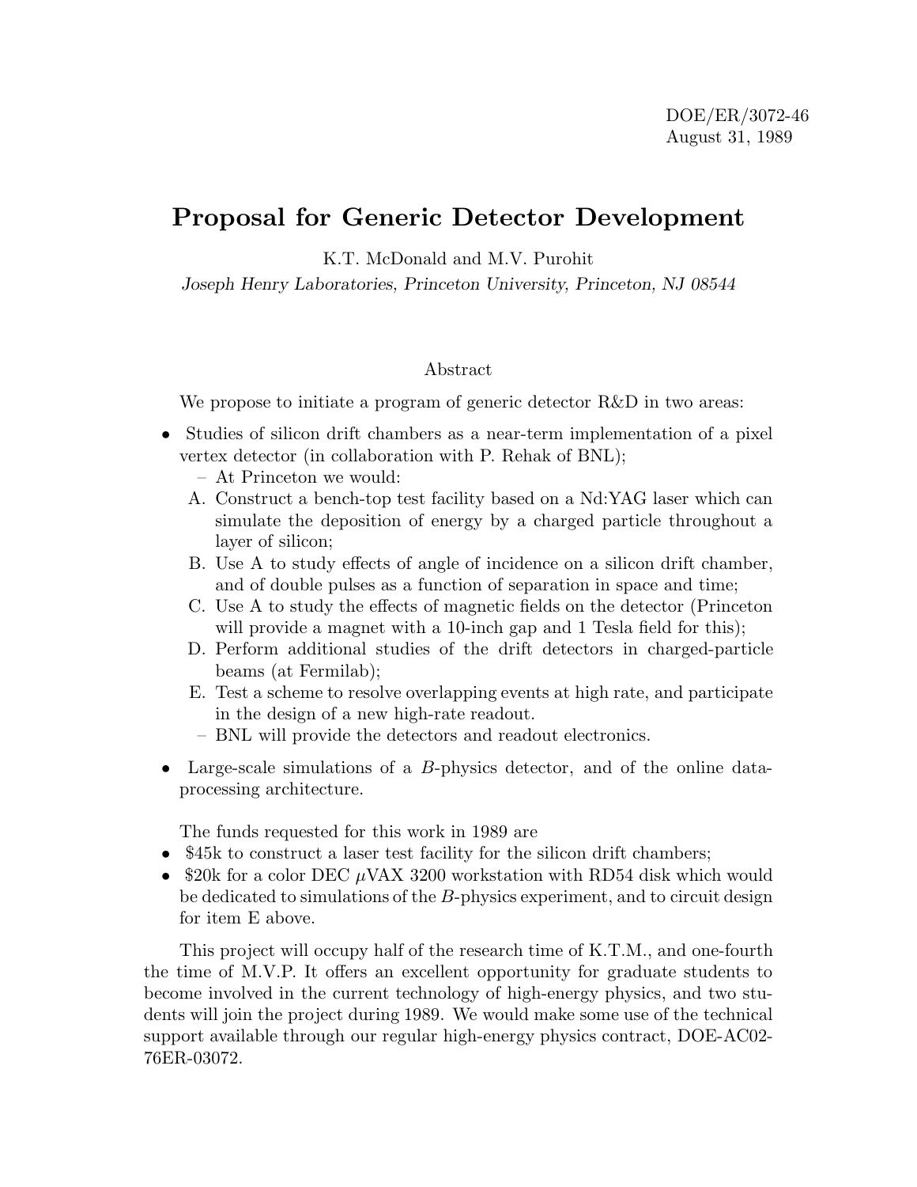DOE/ER/3072-46
August 31, 1989

# Proposal for Generic Detector Development

K.T. McDonald and M.V. Purohit

*Joseph Henry Laboratories, Princeton University, Princeton, NJ 08544*

## Abstract

We propose to initiate a program of generic detector R&D in two areas:

- Studies of silicon drift chambers as a near-term implementation of a pixel vertex detector (in collaboration with P. Rehak of BNL);
  - At Princeton we would:
    - A. Construct a bench-top test facility based on a Nd:YAG laser which can simulate the deposition of energy by a charged particle throughout a layer of silicon;
    - B. Use A to study effects of angle of incidence on a silicon drift chamber, and of double pulses as a function of separation in space and time;
    - C. Use A to study the effects of magnetic fields on the detector (Princeton will provide a magnet with a 10-inch gap and 1 Tesla field for this);
    - D. Perform additional studies of the drift detectors in charged-particle beams (at Fermilab);
    - E. Test a scheme to resolve overlapping events at high rate, and participate in the design of a new high-rate readout.
  - BNL will provide the detectors and readout electronics.
- Large-scale simulations of a *B*-physics detector, and of the online data-processing architecture.

The funds requested for this work in 1989 are

- $45k to construct a laser test facility for the silicon drift chambers;
- $20k for a color DEC $\mu$VAX 3200 workstation with RD54 disk which would be dedicated to simulations of the *B*-physics experiment, and to circuit design for item E above.

This project will occupy half of the research time of K.T.M., and one-fourth the time of M.V.P. It offers an excellent opportunity for graduate students to become involved in the current technology of high-energy physics, and two students will join the project during 1989. We would make some use of the technical support available through our regular high-energy physics contract, DOE-AC02-76ER-03072.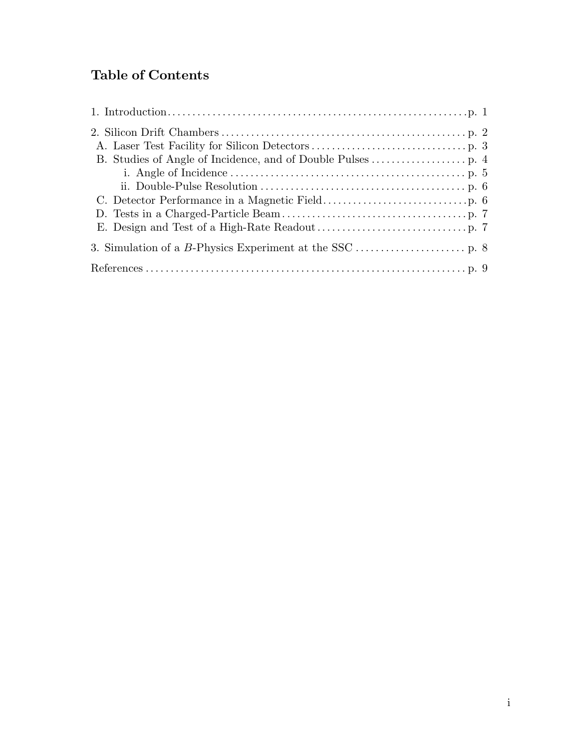## Table of Contents

1. Introduction . . . . . . . . . . . . . . . . . . . . . . . . . . . . . . . . . . . . . . . . . . . . . . . . . . . . . . . . . . . . p. 1

2. Silicon Drift Chambers . . . . . . . . . . . . . . . . . . . . . . . . . . . . . . . . . . . . . . . . . . . . . . . . . p. 2
   A. Laser Test Facility for Silicon Detectors . . . . . . . . . . . . . . . . . . . . . . . . . . . . . . . p. 3
   B. Studies of Angle of Incidence, and of Double Pulses . . . . . . . . . . . . . . . . . . . p. 4
      i. Angle of Incidence . . . . . . . . . . . . . . . . . . . . . . . . . . . . . . . . . . . . . . . . . . . . . . . p. 5
      ii. Double-Pulse Resolution . . . . . . . . . . . . . . . . . . . . . . . . . . . . . . . . . . . . . . . . . p. 6
   C. Detector Performance in a Magnetic Field . . . . . . . . . . . . . . . . . . . . . . . . . . . . . p. 6
   D. Tests in a Charged-Particle Beam . . . . . . . . . . . . . . . . . . . . . . . . . . . . . . . . . . . . . p. 7
   E. Design and Test of a High-Rate Readout . . . . . . . . . . . . . . . . . . . . . . . . . . . . . . p. 7

3. Simulation of a *B*-Physics Experiment at the SSC . . . . . . . . . . . . . . . . . . . . . . p. 8

References . . . . . . . . . . . . . . . . . . . . . . . . . . . . . . . . . . . . . . . . . . . . . . . . . . . . . . . . . . . . . . . . p. 9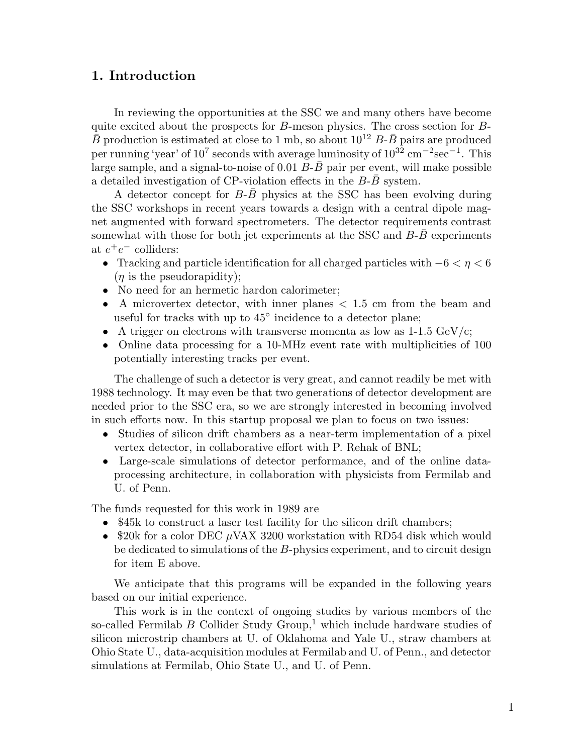# 1. Introduction

In reviewing the opportunities at the SSC we and many others have become quite excited about the prospects for $B$-meson physics. The cross section for $B$-$\bar{B}$ production is estimated at close to 1 mb, so about $10^{12}$ $B$-$\bar{B}$ pairs are produced per running 'year' of $10^7$ seconds with average luminosity of $10^{32}$ cm$^{-2}$sec$^{-1}$. This large sample, and a signal-to-noise of 0.01 $B$-$\bar{B}$ pair per event, will make possible a detailed investigation of CP-violation effects in the $B$-$\bar{B}$ system.

A detector concept for $B$-$\bar{B}$ physics at the SSC has been evolving during the SSC workshops in recent years towards a design with a central dipole magnet augmented with forward spectrometers. The detector requirements contrast somewhat with those for both jet experiments at the SSC and $B$-$\bar{B}$ experiments at $e^+e^-$ colliders:

- Tracking and particle identification for all charged particles with $-6 < \eta < 6$ ($\eta$ is the pseudorapidity);
- No need for an hermetic hardon calorimeter;
- A microvertex detector, with inner planes $< 1.5$ cm from the beam and useful for tracks with up to 45° incidence to a detector plane;
- A trigger on electrons with transverse momenta as low as 1-1.5 GeV/c;
- Online data processing for a 10-MHz event rate with multiplicities of 100 potentially interesting tracks per event.

The challenge of such a detector is very great, and cannot readily be met with 1988 technology. It may even be that two generations of detector development are needed prior to the SSC era, so we are strongly interested in becoming involved in such efforts now. In this startup proposal we plan to focus on two issues:

- Studies of silicon drift chambers as a near-term implementation of a pixel vertex detector, in collaborative effort with P. Rehak of BNL;
- Large-scale simulations of detector performance, and of the online data-processing architecture, in collaboration with physicists from Fermilab and U. of Penn.

The funds requested for this work in 1989 are

- \$45k to construct a laser test facility for the silicon drift chambers;
- \$20k for a color DEC $\mu$VAX 3200 workstation with RD54 disk which would be dedicated to simulations of the $B$-physics experiment, and to circuit design for item E above.

We anticipate that this programs will be expanded in the following years based on our initial experience.

This work is in the context of ongoing studies by various members of the so-called Fermilab $B$ Collider Study Group,[1] which include hardware studies of silicon microstrip chambers at U. of Oklahoma and Yale U., straw chambers at Ohio State U., data-acquisition modules at Fermilab and U. of Penn., and detector simulations at Fermilab, Ohio State U., and U. of Penn.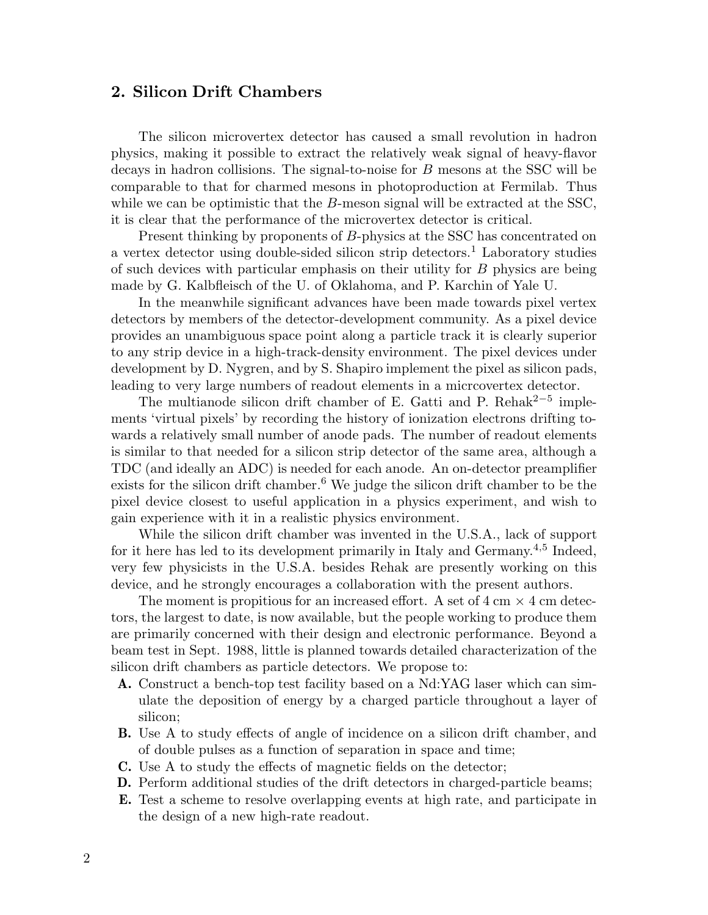## 2. Silicon Drift Chambers

The silicon microvertex detector has caused a small revolution in hadron physics, making it possible to extract the relatively weak signal of heavy-flavor decays in hadron collisions. The signal-to-noise for $B$ mesons at the SSC will be comparable to that for charmed mesons in photoproduction at Fermilab. Thus while we can be optimistic that the $B$-meson signal will be extracted at the SSC, it is clear that the performance of the microvertex detector is critical.

Present thinking by proponents of $B$-physics at the SSC has concentrated on a vertex detector using double-sided silicon strip detectors.[1] Laboratory studies of such devices with particular emphasis on their utility for $B$ physics are being made by G. Kalbfleisch of the U. of Oklahoma, and P. Karchin of Yale U.

In the meanwhile significant advances have been made towards pixel vertex detectors by members of the detector-development community. As a pixel device provides an unambiguous space point along a particle track it is clearly superior to any strip device in a high-track-density environment. The pixel devices under development by D. Nygren, and by S. Shapiro implement the pixel as silicon pads, leading to very large numbers of readout elements in a micrcovertex detector.

The multianode silicon drift chamber of E. Gatti and P. Rehak[2−5] implements 'virtual pixels' by recording the history of ionization electrons drifting towards a relatively small number of anode pads. The number of readout elements is similar to that needed for a silicon strip detector of the same area, although a TDC (and ideally an ADC) is needed for each anode. An on-detector preamplifier exists for the silicon drift chamber.[6] We judge the silicon drift chamber to be the pixel device closest to useful application in a physics experiment, and wish to gain experience with it in a realistic physics environment.

While the silicon drift chamber was invented in the U.S.A., lack of support for it here has led to its development primarily in Italy and Germany.[4,5] Indeed, very few physicists in the U.S.A. besides Rehak are presently working on this device, and he strongly encourages a collaboration with the present authors.

The moment is propitious for an increased effort. A set of 4 cm × 4 cm detectors, the largest to date, is now available, but the people working to produce them are primarily concerned with their design and electronic performance. Beyond a beam test in Sept. 1988, little is planned towards detailed characterization of the silicon drift chambers as particle detectors. We propose to:

- **A.** Construct a bench-top test facility based on a Nd:YAG laser which can simulate the deposition of energy by a charged particle throughout a layer of silicon;
- **B.** Use A to study effects of angle of incidence on a silicon drift chamber, and of double pulses as a function of separation in space and time;
- **C.** Use A to study the effects of magnetic fields on the detector;
- **D.** Perform additional studies of the drift detectors in charged-particle beams;
- **E.** Test a scheme to resolve overlapping events at high rate, and participate in the design of a new high-rate readout.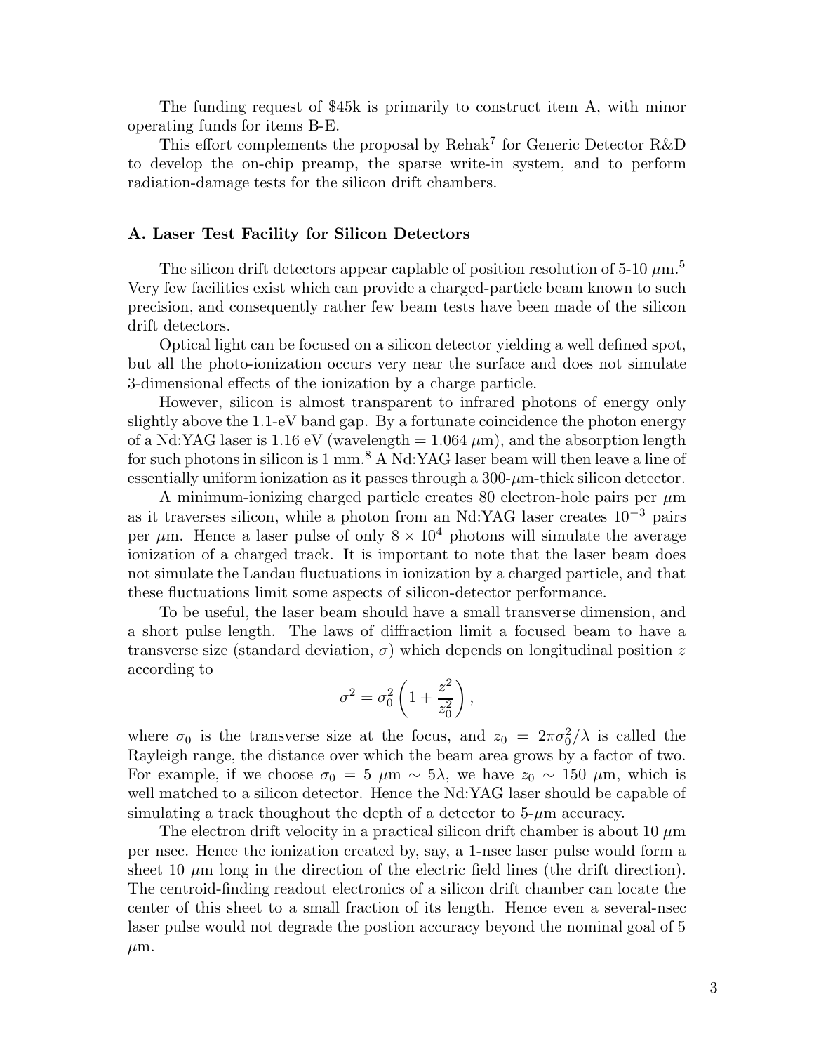The funding request of $45k is primarily to construct item A, with minor operating funds for items B-E.

This effort complements the proposal by Rehak[7] for Generic Detector R&D to develop the on-chip preamp, the sparse write-in system, and to perform radiation-damage tests for the silicon drift chambers.

### A. Laser Test Facility for Silicon Detectors

The silicon drift detectors appear caplable of position resolution of 5-10 $\mu$m.[5] Very few facilities exist which can provide a charged-particle beam known to such precision, and consequently rather few beam tests have been made of the silicon drift detectors.

Optical light can be focused on a silicon detector yielding a well defined spot, but all the photo-ionization occurs very near the surface and does not simulate 3-dimensional effects of the ionization by a charge particle.

However, silicon is almost transparent to infrared photons of energy only slightly above the 1.1-eV band gap. By a fortunate coincidence the photon energy of a Nd:YAG laser is 1.16 eV (wavelength = 1.064 $\mu$m), and the absorption length for such photons in silicon is 1 mm.[8] A Nd:YAG laser beam will then leave a line of essentially uniform ionization as it passes through a 300-$\mu$m-thick silicon detector.

A minimum-ionizing charged particle creates 80 electron-hole pairs per $\mu$m as it traverses silicon, while a photon from an Nd:YAG laser creates $10^{-3}$ pairs per $\mu$m. Hence a laser pulse of only $8 \times 10^4$ photons will simulate the average ionization of a charged track. It is important to note that the laser beam does not simulate the Landau fluctuations in ionization by a charged particle, and that these fluctuations limit some aspects of silicon-detector performance.

To be useful, the laser beam should have a small transverse dimension, and a short pulse length. The laws of diffraction limit a focused beam to have a transverse size (standard deviation, $\sigma$) which depends on longitudinal position $z$ according to

$$\sigma^2 = \sigma_0^2 \left(1 + \frac{z^2}{z_0^2}\right),$$

where $\sigma_0$ is the transverse size at the focus, and $z_0 = 2\pi\sigma_0^2/\lambda$ is called the Rayleigh range, the distance over which the beam area grows by a factor of two. For example, if we choose $\sigma_0 = 5$ $\mu$m $\sim 5\lambda$, we have $z_0 \sim 150$ $\mu$m, which is well matched to a silicon detector. Hence the Nd:YAG laser should be capable of simulating a track thoughout the depth of a detector to 5-$\mu$m accuracy.

The electron drift velocity in a practical silicon drift chamber is about 10 $\mu$m per nsec. Hence the ionization created by, say, a 1-nsec laser pulse would form a sheet 10 $\mu$m long in the direction of the electric field lines (the drift direction). The centroid-finding readout electronics of a silicon drift chamber can locate the center of this sheet to a small fraction of its length. Hence even a several-nsec laser pulse would not degrade the postion accuracy beyond the nominal goal of 5 $\mu$m.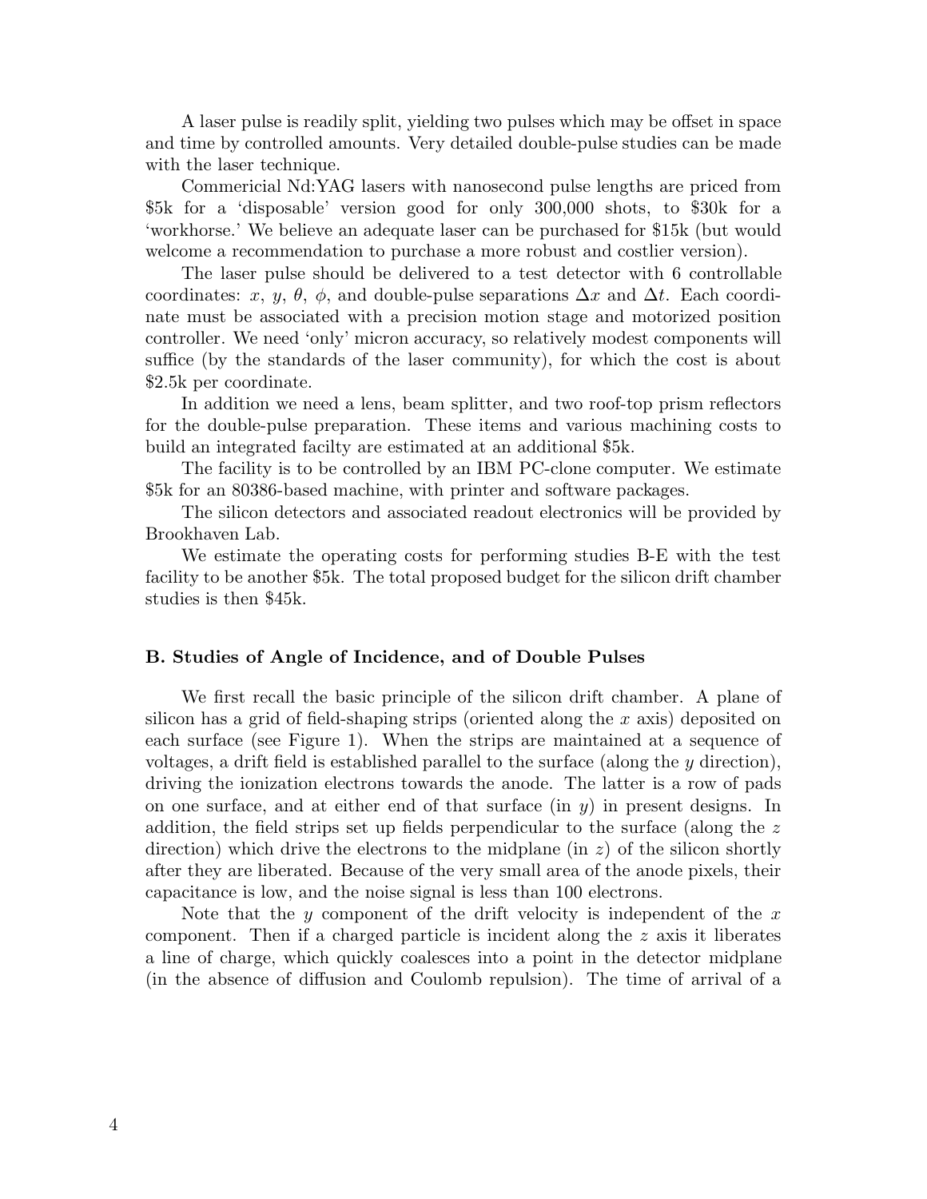A laser pulse is readily split, yielding two pulses which may be offset in space and time by controlled amounts. Very detailed double-pulse studies can be made with the laser technique.

Commericial Nd:YAG lasers with nanosecond pulse lengths are priced from \$5k for a 'disposable' version good for only 300,000 shots, to \$30k for a 'workhorse.' We believe an adequate laser can be purchased for \$15k (but would welcome a recommendation to purchase a more robust and costlier version).

The laser pulse should be delivered to a test detector with 6 controllable coordinates: $x$, $y$, $\theta$, $\phi$, and double-pulse separations $\Delta x$ and $\Delta t$. Each coordinate must be associated with a precision motion stage and motorized position controller. We need 'only' micron accuracy, so relatively modest components will suffice (by the standards of the laser community), for which the cost is about \$2.5k per coordinate.

In addition we need a lens, beam splitter, and two roof-top prism reflectors for the double-pulse preparation. These items and various machining costs to build an integrated facilty are estimated at an additional \$5k.

The facility is to be controlled by an IBM PC-clone computer. We estimate \$5k for an 80386-based machine, with printer and software packages.

The silicon detectors and associated readout electronics will be provided by Brookhaven Lab.

We estimate the operating costs for performing studies B-E with the test facility to be another \$5k. The total proposed budget for the silicon drift chamber studies is then \$45k.

### B. Studies of Angle of Incidence, and of Double Pulses

We first recall the basic principle of the silicon drift chamber. A plane of silicon has a grid of field-shaping strips (oriented along the $x$ axis) deposited on each surface (see Figure 1). When the strips are maintained at a sequence of voltages, a drift field is established parallel to the surface (along the $y$ direction), driving the ionization electrons towards the anode. The latter is a row of pads on one surface, and at either end of that surface (in $y$) in present designs. In addition, the field strips set up fields perpendicular to the surface (along the $z$ direction) which drive the electrons to the midplane (in $z$) of the silicon shortly after they are liberated. Because of the very small area of the anode pixels, their capacitance is low, and the noise signal is less than 100 electrons.

Note that the $y$ component of the drift velocity is independent of the $x$ component. Then if a charged particle is incident along the $z$ axis it liberates a line of charge, which quickly coalesces into a point in the detector midplane (in the absence of diffusion and Coulomb repulsion). The time of arrival of a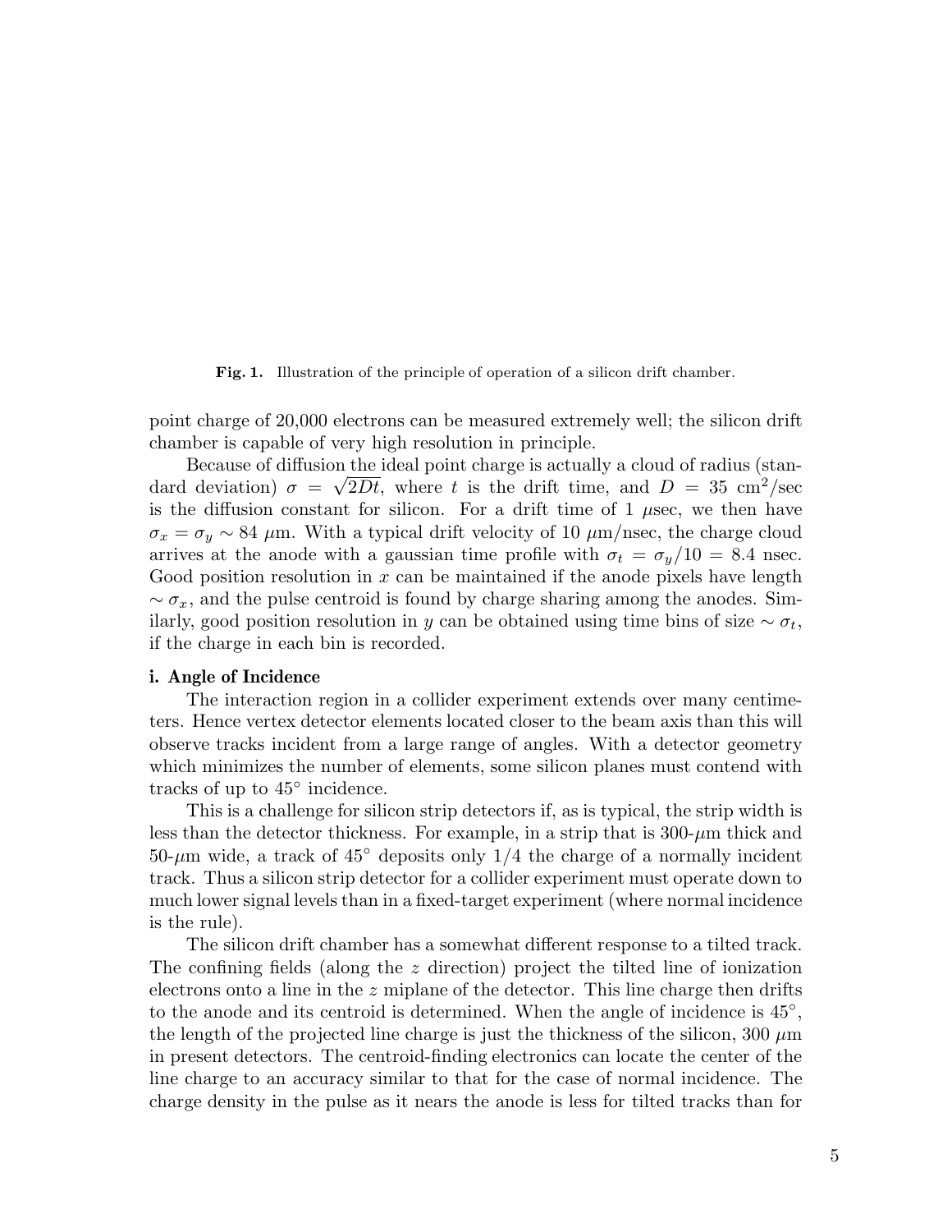**Fig. 1.** Illustration of the principle of operation of a silicon drift chamber.

point charge of 20,000 electrons can be measured extremely well; the silicon drift chamber is capable of very high resolution in principle.

Because of diffusion the ideal point charge is actually a cloud of radius (standard deviation) $\sigma = \sqrt{2Dt}$, where $t$ is the drift time, and $D = 35$ cm$^2$/sec is the diffusion constant for silicon. For a drift time of 1 $\mu$sec, we then have $\sigma_x = \sigma_y \sim 84$ $\mu$m. With a typical drift velocity of 10 $\mu$m/nsec, the charge cloud arrives at the anode with a gaussian time profile with $\sigma_t = \sigma_y/10 = 8.4$ nsec. Good position resolution in $x$ can be maintained if the anode pixels have length $\sim \sigma_x$, and the pulse centroid is found by charge sharing among the anodes. Similarly, good position resolution in $y$ can be obtained using time bins of size $\sim \sigma_t$, if the charge in each bin is recorded.

### i. Angle of Incidence

The interaction region in a collider experiment extends over many centimeters. Hence vertex detector elements located closer to the beam axis than this will observe tracks incident from a large range of angles. With a detector geometry which minimizes the number of elements, some silicon planes must contend with tracks of up to 45° incidence.

This is a challenge for silicon strip detectors if, as is typical, the strip width is less than the detector thickness. For example, in a strip that is 300-$\mu$m thick and 50-$\mu$m wide, a track of 45° deposits only 1/4 the charge of a normally incident track. Thus a silicon strip detector for a collider experiment must operate down to much lower signal levels than in a fixed-target experiment (where normal incidence is the rule).

The silicon drift chamber has a somewhat different response to a tilted track. The confining fields (along the $z$ direction) project the tilted line of ionization electrons onto a line in the $z$ miplane of the detector. This line charge then drifts to the anode and its centroid is determined. When the angle of incidence is 45°, the length of the projected line charge is just the thickness of the silicon, 300 $\mu$m in present detectors. The centroid-finding electronics can locate the center of the line charge to an accuracy similar to that for the case of normal incidence. The charge density in the pulse as it nears the anode is less for tilted tracks than for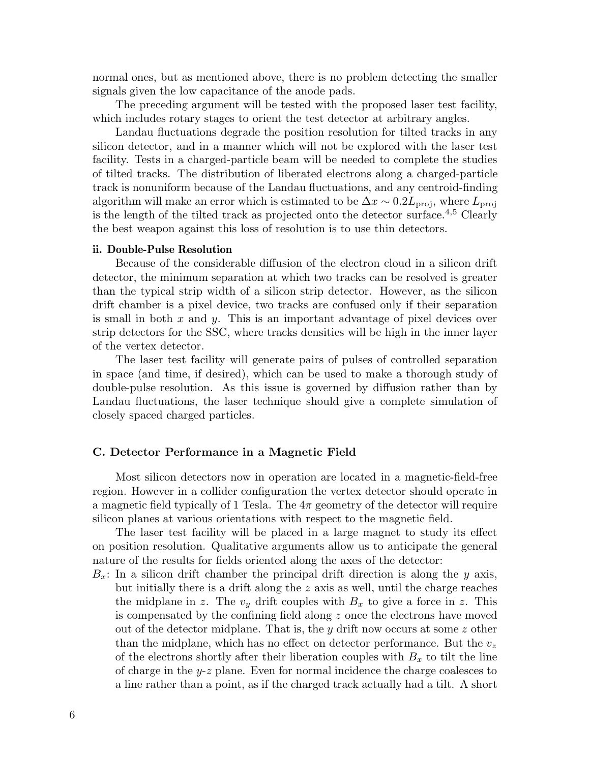normal ones, but as mentioned above, there is no problem detecting the smaller signals given the low capacitance of the anode pads.

The preceding argument will be tested with the proposed laser test facility, which includes rotary stages to orient the test detector at arbitrary angles.

Landau fluctuations degrade the position resolution for tilted tracks in any silicon detector, and in a manner which will not be explored with the laser test facility. Tests in a charged-particle beam will be needed to complete the studies of tilted tracks. The distribution of liberated electrons along a charged-particle track is nonuniform because of the Landau fluctuations, and any centroid-finding algorithm will make an error which is estimated to be $\Delta x \sim 0.2 L_{\rm proj}$, where $L_{\rm proj}$ is the length of the tilted track as projected onto the detector surface.[4,5] Clearly the best weapon against this loss of resolution is to use thin detectors.

#### ii. Double-Pulse Resolution

Because of the considerable diffusion of the electron cloud in a silicon drift detector, the minimum separation at which two tracks can be resolved is greater than the typical strip width of a silicon strip detector. However, as the silicon drift chamber is a pixel device, two tracks are confused only if their separation is small in both $x$ and $y$. This is an important advantage of pixel devices over strip detectors for the SSC, where tracks densities will be high in the inner layer of the vertex detector.

The laser test facility will generate pairs of pulses of controlled separation in space (and time, if desired), which can be used to make a thorough study of double-pulse resolution. As this issue is governed by diffusion rather than by Landau fluctuations, the laser technique should give a complete simulation of closely spaced charged particles.

### C. Detector Performance in a Magnetic Field

Most silicon detectors now in operation are located in a magnetic-field-free region. However in a collider configuration the vertex detector should operate in a magnetic field typically of 1 Tesla. The $4\pi$ geometry of the detector will require silicon planes at various orientations with respect to the magnetic field.

The laser test facility will be placed in a large magnet to study its effect on position resolution. Qualitative arguments allow us to anticipate the general nature of the results for fields oriented along the axes of the detector:

$B_x$: In a silicon drift chamber the principal drift direction is along the $y$ axis, but initially there is a drift along the $z$ axis as well, until the charge reaches the midplane in $z$. The $v_y$ drift couples with $B_x$ to give a force in $z$. This is compensated by the confining field along $z$ once the electrons have moved out of the detector midplane. That is, the $y$ drift now occurs at some $z$ other than the midplane, which has no effect on detector performance. But the $v_z$ of the electrons shortly after their liberation couples with $B_x$ to tilt the line of charge in the $y$-$z$ plane. Even for normal incidence the charge coalesces to a line rather than a point, as if the charged track actually had a tilt. A short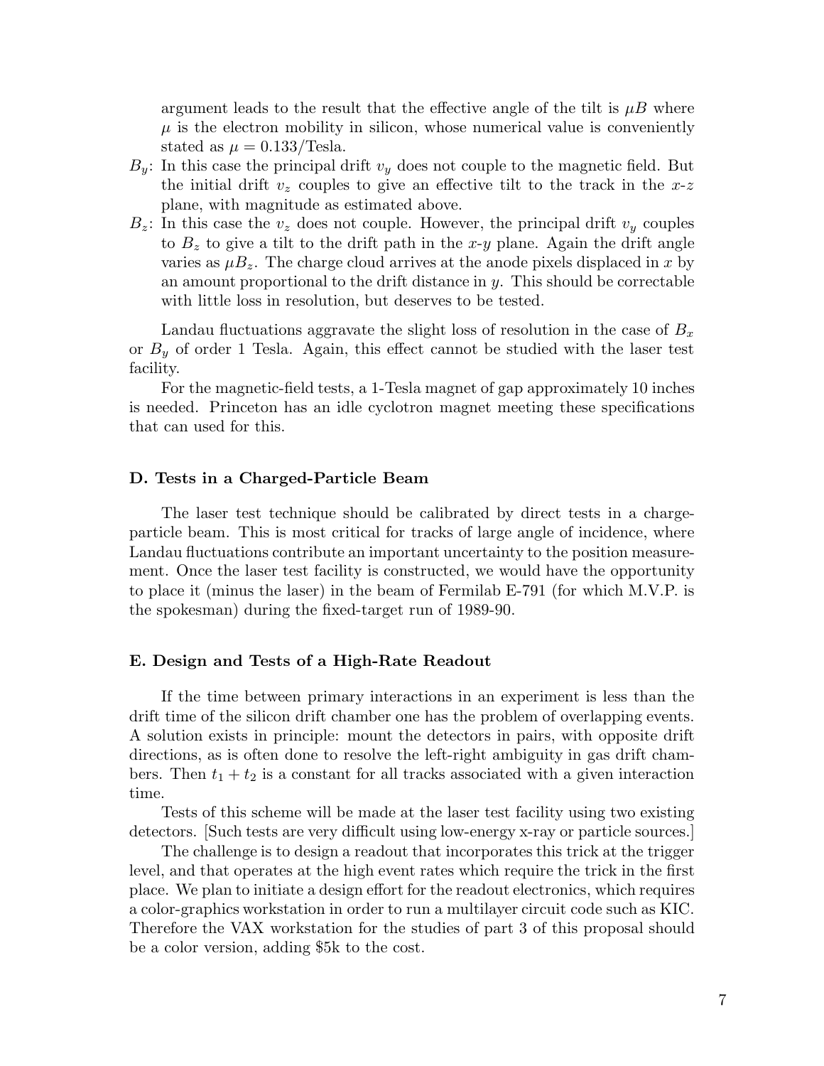argument leads to the result that the effective angle of the tilt is $\mu B$ where $\mu$ is the electron mobility in silicon, whose numerical value is conveniently stated as $\mu = 0.133$/Tesla.

$B_y$: In this case the principal drift $v_y$ does not couple to the magnetic field. But the initial drift $v_z$ couples to give an effective tilt to the track in the $x$-$z$ plane, with magnitude as estimated above.

$B_z$: In this case the $v_z$ does not couple. However, the principal drift $v_y$ couples to $B_z$ to give a tilt to the drift path in the $x$-$y$ plane. Again the drift angle varies as $\mu B_z$. The charge cloud arrives at the anode pixels displaced in $x$ by an amount proportional to the drift distance in $y$. This should be correctable with little loss in resolution, but deserves to be tested.

Landau fluctuations aggravate the slight loss of resolution in the case of $B_x$ or $B_y$ of order 1 Tesla. Again, this effect cannot be studied with the laser test facility.

For the magnetic-field tests, a 1-Tesla magnet of gap approximately 10 inches is needed. Princeton has an idle cyclotron magnet meeting these specifications that can used for this.

### D. Tests in a Charged-Particle Beam

The laser test technique should be calibrated by direct tests in a charge-particle beam. This is most critical for tracks of large angle of incidence, where Landau fluctuations contribute an important uncertainty to the position measurement. Once the laser test facility is constructed, we would have the opportunity to place it (minus the laser) in the beam of Fermilab E-791 (for which M.V.P. is the spokesman) during the fixed-target run of 1989-90.

### E. Design and Tests of a High-Rate Readout

If the time between primary interactions in an experiment is less than the drift time of the silicon drift chamber one has the problem of overlapping events. A solution exists in principle: mount the detectors in pairs, with opposite drift directions, as is often done to resolve the left-right ambiguity in gas drift chambers. Then $t_1 + t_2$ is a constant for all tracks associated with a given interaction time.

Tests of this scheme will be made at the laser test facility using two existing detectors. [Such tests are very difficult using low-energy x-ray or particle sources.]

The challenge is to design a readout that incorporates this trick at the trigger level, and that operates at the high event rates which require the trick in the first place. We plan to initiate a design effort for the readout electronics, which requires a color-graphics workstation in order to run a multilayer circuit code such as KIC. Therefore the VAX workstation for the studies of part 3 of this proposal should be a color version, adding $5k to the cost.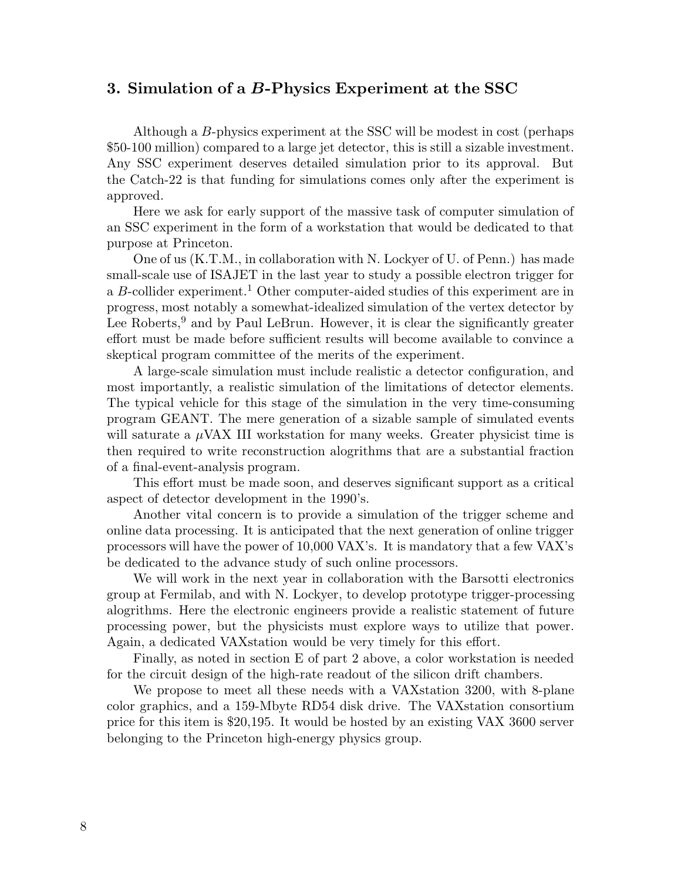## 3. Simulation of a $B$-Physics Experiment at the SSC

Although a $B$-physics experiment at the SSC will be modest in cost (perhaps $50-100 million) compared to a large jet detector, this is still a sizable investment. Any SSC experiment deserves detailed simulation prior to its approval. But the Catch-22 is that funding for simulations comes only after the experiment is approved.

Here we ask for early support of the massive task of computer simulation of an SSC experiment in the form of a workstation that would be dedicated to that purpose at Princeton.

One of us (K.T.M., in collaboration with N. Lockyer of U. of Penn.) has made small-scale use of ISAJET in the last year to study a possible electron trigger for a $B$-collider experiment.[1] Other computer-aided studies of this experiment are in progress, most notably a somewhat-idealized simulation of the vertex detector by Lee Roberts,[9] and by Paul LeBrun. However, it is clear the significantly greater effort must be made before sufficient results will become available to convince a skeptical program committee of the merits of the experiment.

A large-scale simulation must include realistic a detector configuration, and most importantly, a realistic simulation of the limitations of detector elements. The typical vehicle for this stage of the simulation in the very time-consuming program GEANT. The mere generation of a sizable sample of simulated events will saturate a $\mu$VAX III workstation for many weeks. Greater physicist time is then required to write reconstruction alogrithms that are a substantial fraction of a final-event-analysis program.

This effort must be made soon, and deserves significant support as a critical aspect of detector development in the 1990's.

Another vital concern is to provide a simulation of the trigger scheme and online data processing. It is anticipated that the next generation of online trigger processors will have the power of 10,000 VAX's. It is mandatory that a few VAX's be dedicated to the advance study of such online processors.

We will work in the next year in collaboration with the Barsotti electronics group at Fermilab, and with N. Lockyer, to develop prototype trigger-processing alogrithms. Here the electronic engineers provide a realistic statement of future processing power, but the physicists must explore ways to utilize that power. Again, a dedicated VAXstation would be very timely for this effort.

Finally, as noted in section E of part 2 above, a color workstation is needed for the circuit design of the high-rate readout of the silicon drift chambers.

We propose to meet all these needs with a VAXstation 3200, with 8-plane color graphics, and a 159-Mbyte RD54 disk drive. The VAXstation consortium price for this item is $20,195. It would be hosted by an existing VAX 3600 server belonging to the Princeton high-energy physics group.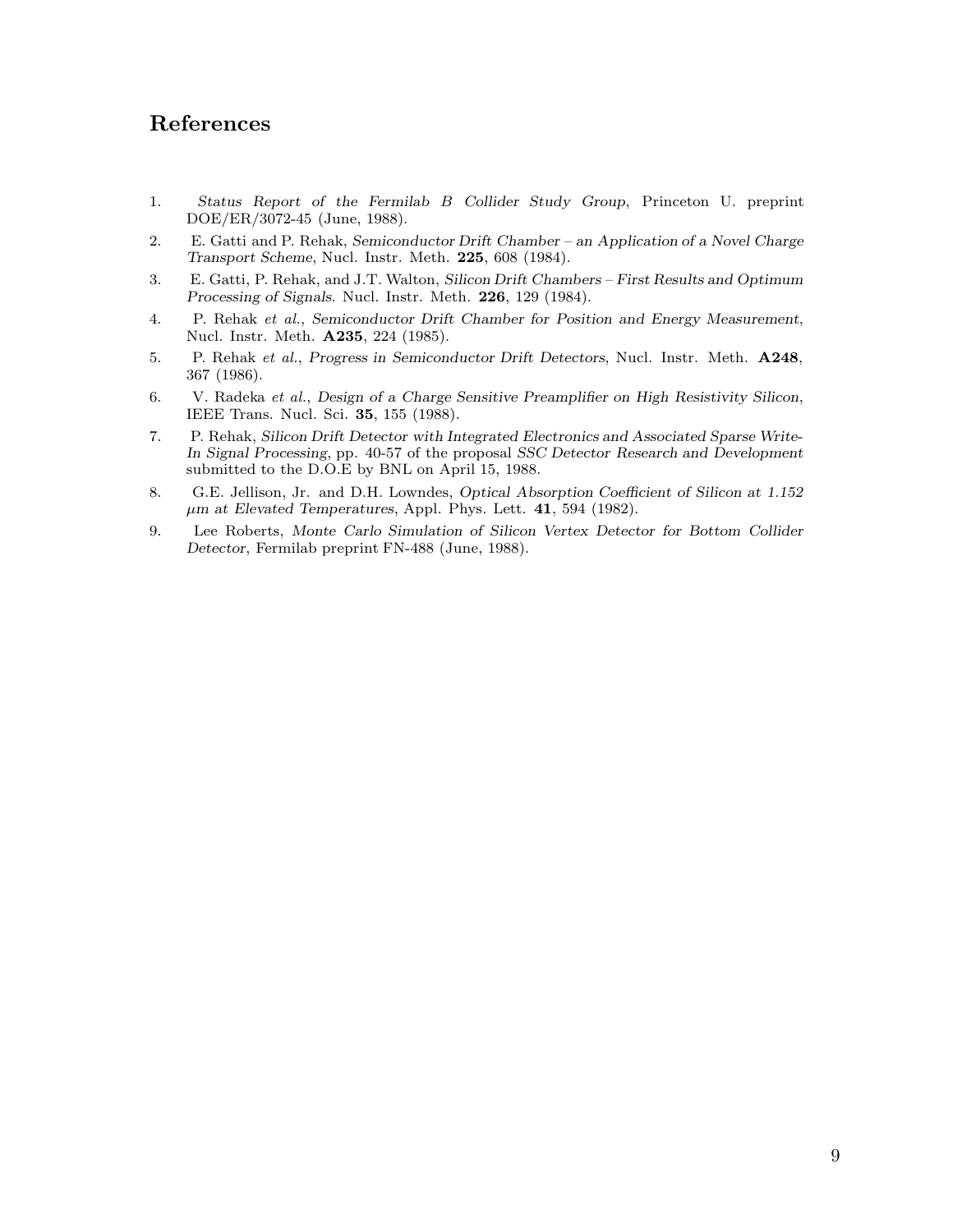## References

1. *Status Report of the Fermilab B Collider Study Group*, Princeton U. preprint DOE/ER/3072-45 (June, 1988).
2. E. Gatti and P. Rehak, *Semiconductor Drift Chamber – an Application of a Novel Charge Transport Scheme*, Nucl. Instr. Meth. **225**, 608 (1984).
3. E. Gatti, P. Rehak, and J.T. Walton, *Silicon Drift Chambers – First Results and Optimum Processing of Signals*. Nucl. Instr. Meth. **226**, 129 (1984).
4. P. Rehak *et al.*, *Semiconductor Drift Chamber for Position and Energy Measurement*, Nucl. Instr. Meth. **A235**, 224 (1985).
5. P. Rehak *et al.*, *Progress in Semiconductor Drift Detectors*, Nucl. Instr. Meth. **A248**, 367 (1986).
6. V. Radeka *et al.*, *Design of a Charge Sensitive Preamplifier on High Resistivity Silicon*, IEEE Trans. Nucl. Sci. **35**, 155 (1988).
7. P. Rehak, *Silicon Drift Detector with Integrated Electronics and Associated Sparse Write-In Signal Processing*, pp. 40-57 of the proposal *SSC Detector Research and Development* submitted to the D.O.E by BNL on April 15, 1988.
8. G.E. Jellison, Jr. and D.H. Lowndes, *Optical Absorption Coefficient of Silicon at 1.152 $\mu m$ at Elevated Temperatures*, Appl. Phys. Lett. **41**, 594 (1982).
9. Lee Roberts, *Monte Carlo Simulation of Silicon Vertex Detector for Bottom Collider Detector*, Fermilab preprint FN-488 (June, 1988).